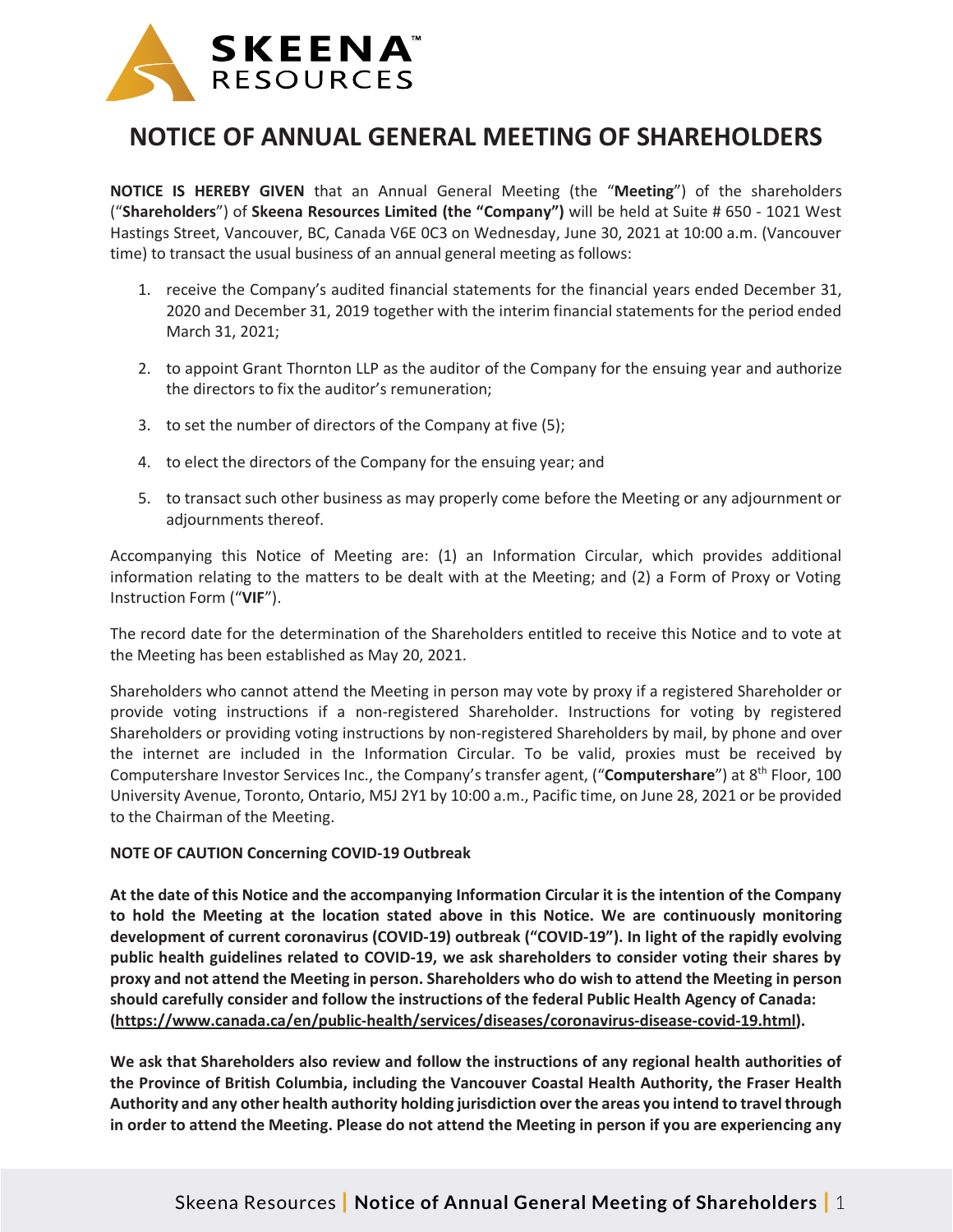# NOTICE OF ANNUAL GENERAL MEETING OF SHAREHOLDERS

**NOTICE IS HEREBY GIVEN** that an Annual General Meeting (the "**Meeting**") of the shareholders ("**Shareholders**") of **Skeena Resources Limited (the "Company")** will be held at Suite # 650 - 1021 West Hastings Street, Vancouver, BC, Canada V6E 0C3 on Wednesday, June 30, 2021 at 10:00 a.m. (Vancouver time) to transact the usual business of an annual general meeting as follows:

1. receive the Company's audited financial statements for the financial years ended December 31, 2020 and December 31, 2019 together with the interim financial statements for the period ended March 31, 2021;
2. to appoint Grant Thornton LLP as the auditor of the Company for the ensuing year and authorize the directors to fix the auditor's remuneration;
3. to set the number of directors of the Company at five (5);
4. to elect the directors of the Company for the ensuing year; and
5. to transact such other business as may properly come before the Meeting or any adjournment or adjournments thereof.

Accompanying this Notice of Meeting are: (1) an Information Circular, which provides additional information relating to the matters to be dealt with at the Meeting; and (2) a Form of Proxy or Voting Instruction Form ("**VIF**").

The record date for the determination of the Shareholders entitled to receive this Notice and to vote at the Meeting has been established as May 20, 2021.

Shareholders who cannot attend the Meeting in person may vote by proxy if a registered Shareholder or provide voting instructions if a non-registered Shareholder. Instructions for voting by registered Shareholders or providing voting instructions by non-registered Shareholders by mail, by phone and over the internet are included in the Information Circular. To be valid, proxies must be received by Computershare Investor Services Inc., the Company's transfer agent, ("**Computershare**") at 8th Floor, 100 University Avenue, Toronto, Ontario, M5J 2Y1 by 10:00 a.m., Pacific time, on June 28, 2021 or be provided to the Chairman of the Meeting.

**NOTE OF CAUTION Concerning COVID-19 Outbreak**

**At the date of this Notice and the accompanying Information Circular it is the intention of the Company to hold the Meeting at the location stated above in this Notice. We are continuously monitoring development of current coronavirus (COVID-19) outbreak ("COVID-19"). In light of the rapidly evolving public health guidelines related to COVID-19, we ask shareholders to consider voting their shares by proxy and not attend the Meeting in person. Shareholders who do wish to attend the Meeting in person should carefully consider and follow the instructions of the federal Public Health Agency of Canada: (https://www.canada.ca/en/public-health/services/diseases/coronavirus-disease-covid-19.html).**

**We ask that Shareholders also review and follow the instructions of any regional health authorities of the Province of British Columbia, including the Vancouver Coastal Health Authority, the Fraser Health Authority and any other health authority holding jurisdiction over the areas you intend to travel through in order to attend the Meeting. Please do not attend the Meeting in person if you are experiencing any**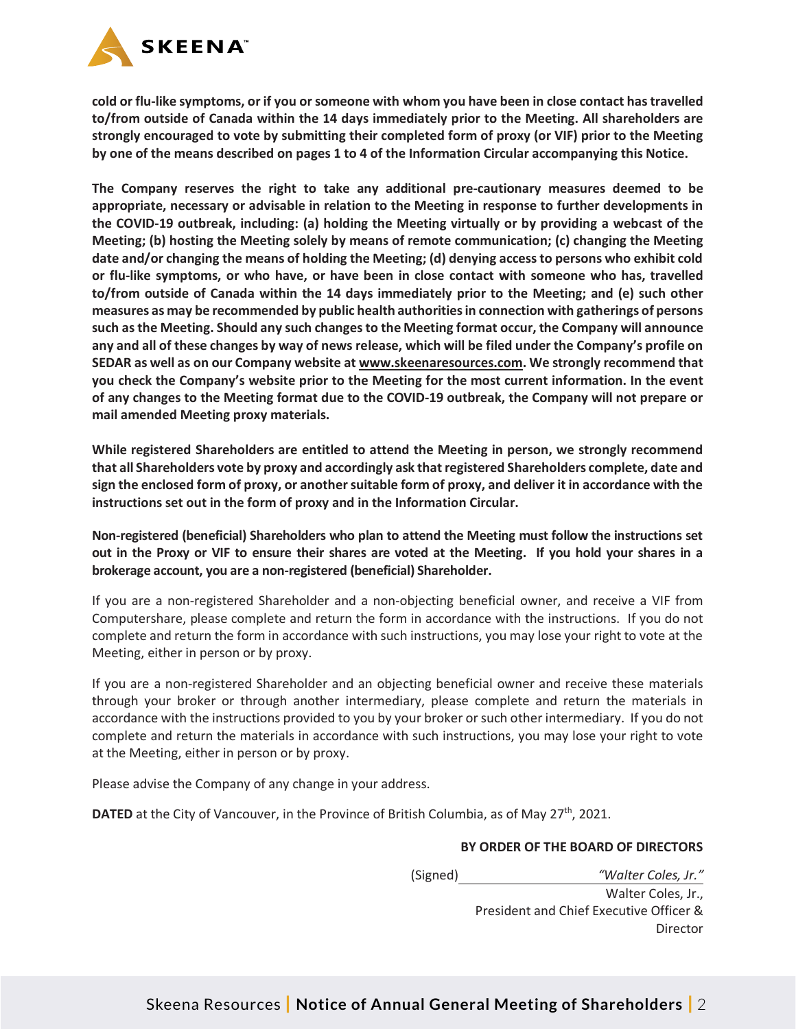**cold or flu-like symptoms, or if you or someone with whom you have been in close contact has travelled to/from outside of Canada within the 14 days immediately prior to the Meeting. All shareholders are strongly encouraged to vote by submitting their completed form of proxy (or VIF) prior to the Meeting by one of the means described on pages 1 to 4 of the Information Circular accompanying this Notice.**

**The Company reserves the right to take any additional pre-cautionary measures deemed to be appropriate, necessary or advisable in relation to the Meeting in response to further developments in the COVID-19 outbreak, including: (a) holding the Meeting virtually or by providing a webcast of the Meeting; (b) hosting the Meeting solely by means of remote communication; (c) changing the Meeting date and/or changing the means of holding the Meeting; (d) denying access to persons who exhibit cold or flu-like symptoms, or who have, or have been in close contact with someone who has, travelled to/from outside of Canada within the 14 days immediately prior to the Meeting; and (e) such other measures as may be recommended by public health authorities in connection with gatherings of persons such as the Meeting. Should any such changes to the Meeting format occur, the Company will announce any and all of these changes by way of news release, which will be filed under the Company's profile on SEDAR as well as on our Company website at www.skeenaresources.com. We strongly recommend that you check the Company's website prior to the Meeting for the most current information. In the event of any changes to the Meeting format due to the COVID-19 outbreak, the Company will not prepare or mail amended Meeting proxy materials.**

**While registered Shareholders are entitled to attend the Meeting in person, we strongly recommend that all Shareholders vote by proxy and accordingly ask that registered Shareholders complete, date and sign the enclosed form of proxy, or another suitable form of proxy, and deliver it in accordance with the instructions set out in the form of proxy and in the Information Circular.**

**Non-registered (beneficial) Shareholders who plan to attend the Meeting must follow the instructions set out in the Proxy or VIF to ensure their shares are voted at the Meeting. If you hold your shares in a brokerage account, you are a non-registered (beneficial) Shareholder.**

If you are a non-registered Shareholder and a non-objecting beneficial owner, and receive a VIF from Computershare, please complete and return the form in accordance with the instructions. If you do not complete and return the form in accordance with such instructions, you may lose your right to vote at the Meeting, either in person or by proxy.

If you are a non-registered Shareholder and an objecting beneficial owner and receive these materials through your broker or through another intermediary, please complete and return the materials in accordance with the instructions provided to you by your broker or such other intermediary. If you do not complete and return the materials in accordance with such instructions, you may lose your right to vote at the Meeting, either in person or by proxy.

Please advise the Company of any change in your address.

**DATED** at the City of Vancouver, in the Province of British Columbia, as of May 27th, 2021.

**BY ORDER OF THE BOARD OF DIRECTORS**

(Signed) *"Walter Coles, Jr."*

Walter Coles, Jr.,
President and Chief Executive Officer &
Director